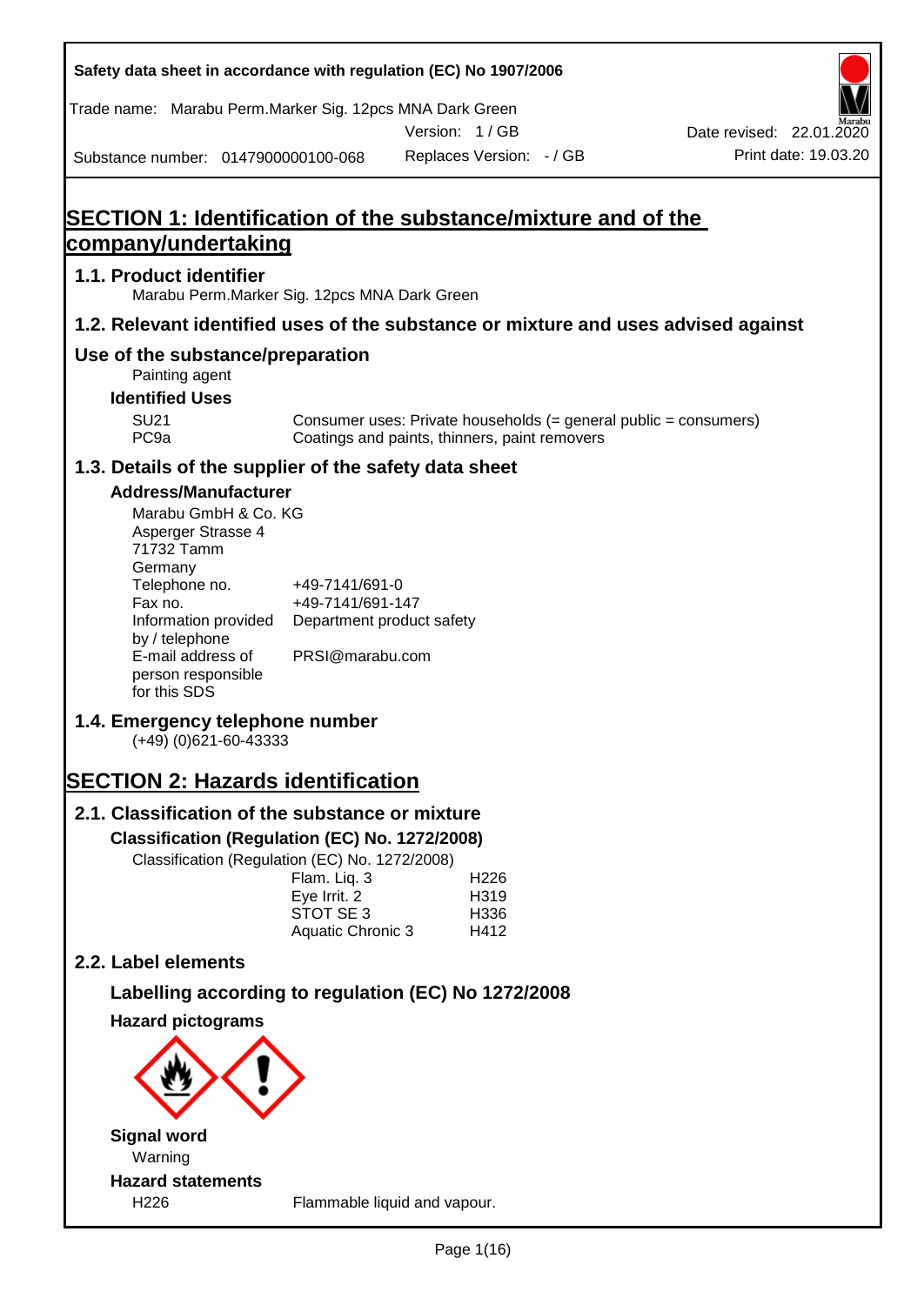Safety data sheet in accordance with regulation (EC) No 1907/2006

Trade name: Marabu Perm.Marker Sig. 12pcs MNA Dark Green

Version: 1 / GB

Date revised: 22.01.2020

Substance number: 0147900000100-068

Replaces Version: - / GB

Print date: 19.03.20

# SECTION 1: Identification of the substance/mixture and of the company/undertaking

## 1.1. Product identifier

Marabu Perm.Marker Sig. 12pcs MNA Dark Green

## 1.2. Relevant identified uses of the substance or mixture and uses advised against

### Use of the substance/preparation

Painting agent

**Identified Uses**

| | |
|---|---|
| SU21 | Consumer uses: Private households (= general public = consumers) |
| PC9a | Coatings and paints, thinners, paint removers |

## 1.3. Details of the supplier of the safety data sheet

**Address/Manufacturer**

Marabu GmbH & Co. KG
Asperger Strasse 4
71732 Tamm
Germany

| | |
|---|---|
| Telephone no. | +49-7141/691-0 |
| Fax no. | +49-7141/691-147 |
| Information provided by / telephone | Department product safety |
| E-mail address of person responsible for this SDS | PRSI@marabu.com |

## 1.4. Emergency telephone number

(+49) (0)621-60-43333

# SECTION 2: Hazards identification

## 2.1. Classification of the substance or mixture

**Classification (Regulation (EC) No. 1272/2008)**

Classification (Regulation (EC) No. 1272/2008)

| | |
|---|---|
| Flam. Liq. 3 | H226 |
| Eye Irrit. 2 | H319 |
| STOT SE 3 | H336 |
| Aquatic Chronic 3 | H412 |

## 2.2. Label elements

### Labelling according to regulation (EC) No 1272/2008

**Hazard pictograms**

**Signal word**

Warning

**Hazard statements**

| | |
|---|---|
| H226 | Flammable liquid and vapour. |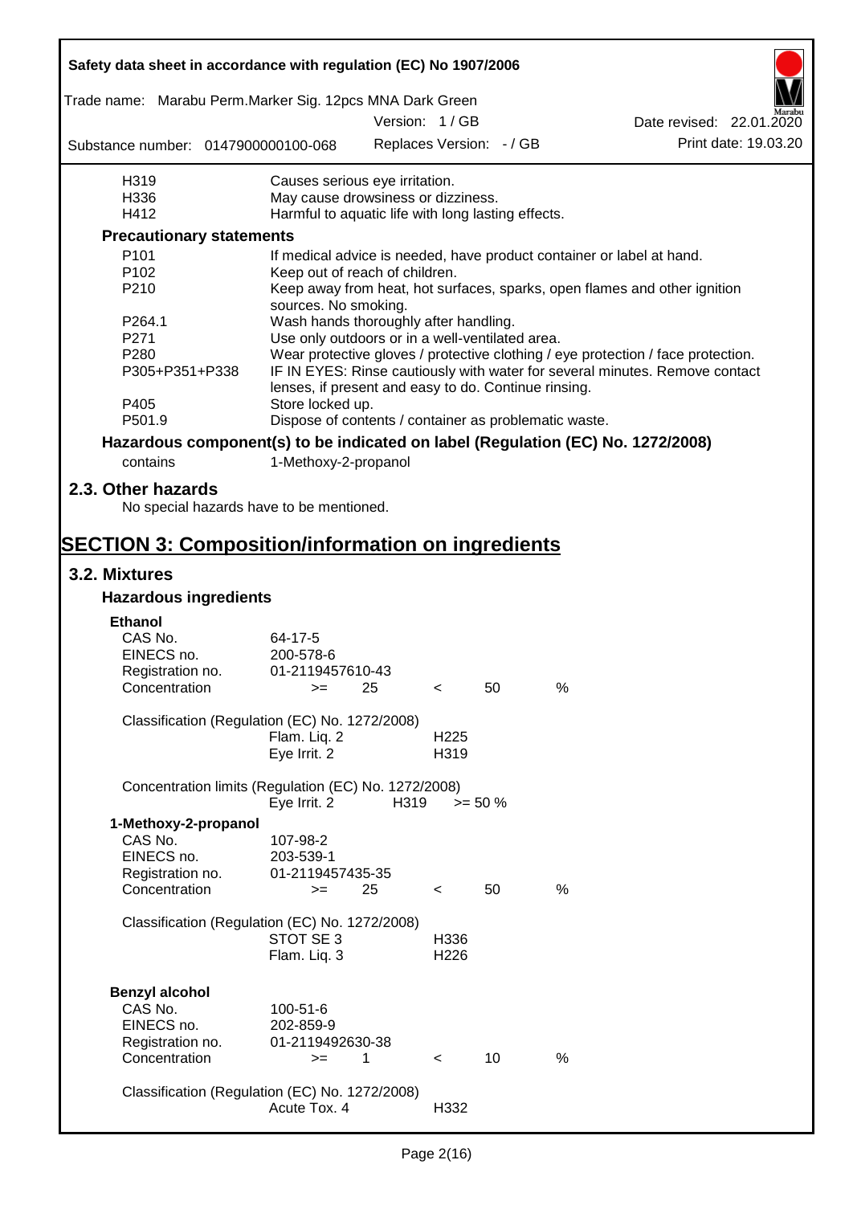| | |
|---|---|
| H319 | Causes serious eye irritation. |
| H336 | May cause drowsiness or dizziness. |
| H412 | Harmful to aquatic life with long lasting effects. |

**Precautionary statements**

| | |
|---|---|
| P101 | If medical advice is needed, have product container or label at hand. |
| P102 | Keep out of reach of children. |
| P210 | Keep away from heat, hot surfaces, sparks, open flames and other ignition sources. No smoking. |
| P264.1 | Wash hands thoroughly after handling. |
| P271 | Use only outdoors or in a well-ventilated area. |
| P280 | Wear protective gloves / protective clothing / eye protection / face protection. |
| P305+P351+P338 | IF IN EYES: Rinse cautiously with water for several minutes. Remove contact lenses, if present and easy to do. Continue rinsing. |
| P405 | Store locked up. |
| P501.9 | Dispose of contents / container as problematic waste. |

**Hazardous component(s) to be indicated on label (Regulation (EC) No. 1272/2008)**

contains 1-Methoxy-2-propanol

## 2.3. Other hazards

No special hazards have to be mentioned.

# SECTION 3: Composition/information on ingredients

## 3.2. Mixtures

### Hazardous ingredients

**Ethanol**

| | |
|---|---|
| CAS No. | 64-17-5 |
| EINECS no. | 200-578-6 |
| Registration no. | 01-2119457610-43 |
| Concentration | >= 25 < 50 % |

Classification (Regulation (EC) No. 1272/2008)

| | |
|---|---|
| Flam. Liq. 2 | H225 |
| Eye Irrit. 2 | H319 |

Concentration limits (Regulation (EC) No. 1272/2008)

| | | |
|---|---|---|
| Eye Irrit. 2 | H319 | >= 50 % |

**1-Methoxy-2-propanol**

| | |
|---|---|
| CAS No. | 107-98-2 |
| EINECS no. | 203-539-1 |
| Registration no. | 01-2119457435-35 |
| Concentration | >= 25 < 50 % |

Classification (Regulation (EC) No. 1272/2008)

| | |
|---|---|
| STOT SE 3 | H336 |
| Flam. Liq. 3 | H226 |

**Benzyl alcohol**

| | |
|---|---|
| CAS No. | 100-51-6 |
| EINECS no. | 202-859-9 |
| Registration no. | 01-2119492630-38 |
| Concentration | >= 1 < 10 % |

Classification (Regulation (EC) No. 1272/2008)

| | |
|---|---|
| Acute Tox. 4 | H332 |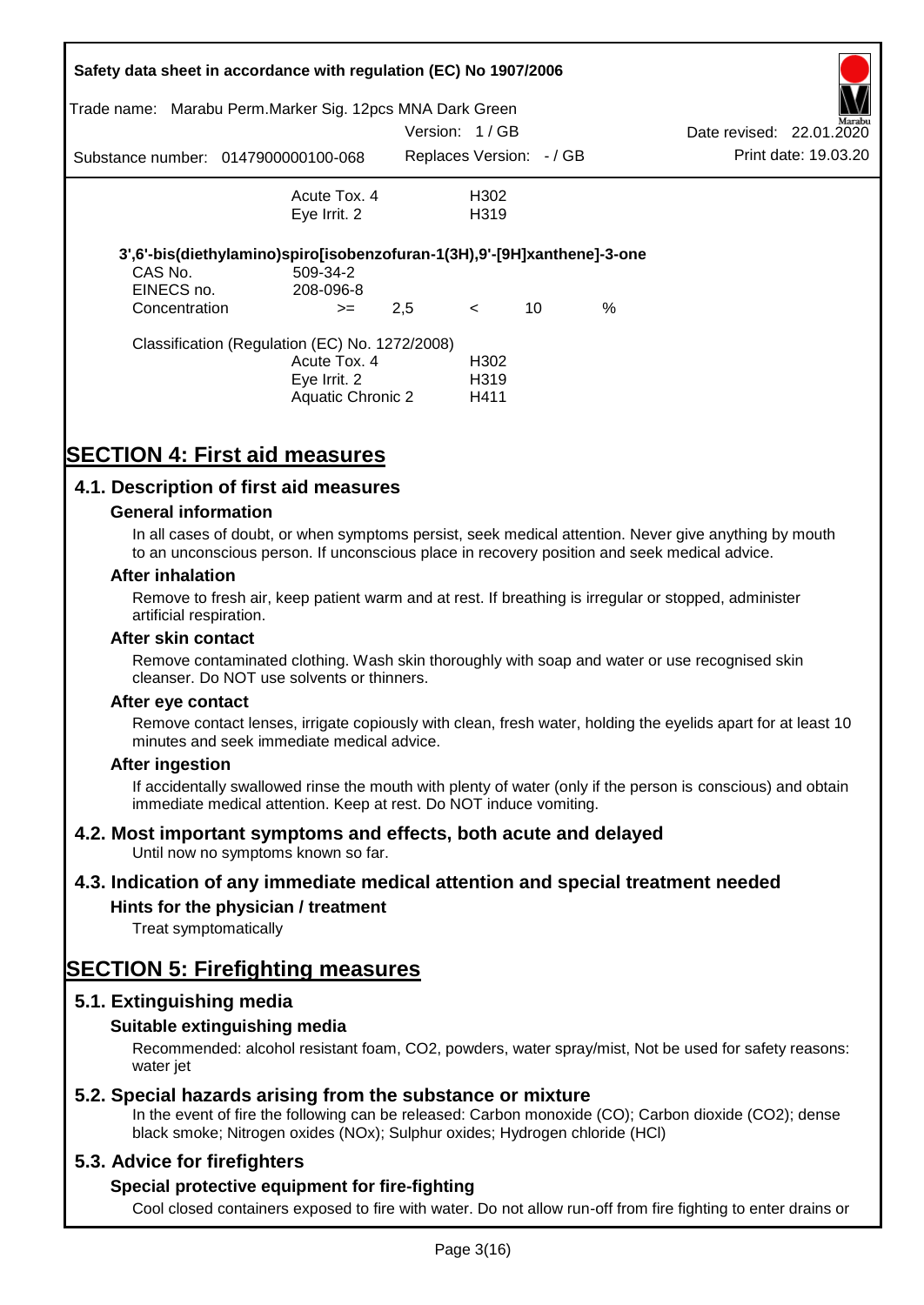| | | |
|---|---|---|
| | Acute Tox. 4 | H302 |
| | Eye Irrit. 2 | H319 |

**3',6'-bis(diethylamino)spiro[isobenzofuran-1(3H),9'-[9H]xanthene]-3-one**

| | | | | | |
|---|---|---|---|---|---|
| CAS No. | 509-34-2 | | | | |
| EINECS no. | 208-096-8 | | | | |
| Concentration | >= | 2,5 | < | 10 | % |

Classification (Regulation (EC) No. 1272/2008)

| | |
|---|---|
| Acute Tox. 4 | H302 |
| Eye Irrit. 2 | H319 |
| Aquatic Chronic 2 | H411 |

# SECTION 4: First aid measures

## 4.1. Description of first aid measures

### General information

In all cases of doubt, or when symptoms persist, seek medical attention. Never give anything by mouth to an unconscious person. If unconscious place in recovery position and seek medical advice.

### After inhalation

Remove to fresh air, keep patient warm and at rest. If breathing is irregular or stopped, administer artificial respiration.

### After skin contact

Remove contaminated clothing. Wash skin thoroughly with soap and water or use recognised skin cleanser. Do NOT use solvents or thinners.

### After eye contact

Remove contact lenses, irrigate copiously with clean, fresh water, holding the eyelids apart for at least 10 minutes and seek immediate medical advice.

### After ingestion

If accidentally swallowed rinse the mouth with plenty of water (only if the person is conscious) and obtain immediate medical attention. Keep at rest. Do NOT induce vomiting.

## 4.2. Most important symptoms and effects, both acute and delayed

Until now no symptoms known so far.

## 4.3. Indication of any immediate medical attention and special treatment needed

### Hints for the physician / treatment

Treat symptomatically

# SECTION 5: Firefighting measures

## 5.1. Extinguishing media

### Suitable extinguishing media

Recommended: alcohol resistant foam, $CO_2$, powders, water spray/mist, Not be used for safety reasons: water jet

## 5.2. Special hazards arising from the substance or mixture

In the event of fire the following can be released: Carbon monoxide (CO); Carbon dioxide ($CO_2$); dense black smoke; Nitrogen oxides ($NO_x$); Sulphur oxides; Hydrogen chloride (HCl)

## 5.3. Advice for firefighters

### Special protective equipment for fire-fighting

Cool closed containers exposed to fire with water. Do not allow run-off from fire fighting to enter drains or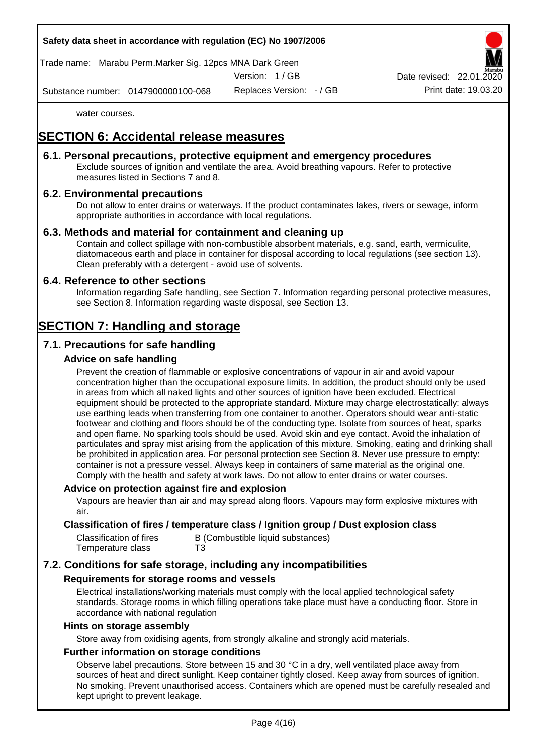water courses.

# SECTION 6: Accidental release measures

## 6.1. Personal precautions, protective equipment and emergency procedures

Exclude sources of ignition and ventilate the area. Avoid breathing vapours. Refer to protective measures listed in Sections 7 and 8.

## 6.2. Environmental precautions

Do not allow to enter drains or waterways. If the product contaminates lakes, rivers or sewage, inform appropriate authorities in accordance with local regulations.

## 6.3. Methods and material for containment and cleaning up

Contain and collect spillage with non-combustible absorbent materials, e.g. sand, earth, vermiculite, diatomaceous earth and place in container for disposal according to local regulations (see section 13). Clean preferably with a detergent - avoid use of solvents.

## 6.4. Reference to other sections

Information regarding Safe handling, see Section 7. Information regarding personal protective measures, see Section 8. Information regarding waste disposal, see Section 13.

# SECTION 7: Handling and storage

## 7.1. Precautions for safe handling

### Advice on safe handling

Prevent the creation of flammable or explosive concentrations of vapour in air and avoid vapour concentration higher than the occupational exposure limits. In addition, the product should only be used in areas from which all naked lights and other sources of ignition have been excluded. Electrical equipment should be protected to the appropriate standard. Mixture may charge electrostatically: always use earthing leads when transferring from one container to another. Operators should wear anti-static footwear and clothing and floors should be of the conducting type. Isolate from sources of heat, sparks and open flame. No sparking tools should be used. Avoid skin and eye contact. Avoid the inhalation of particulates and spray mist arising from the application of this mixture. Smoking, eating and drinking shall be prohibited in application area. For personal protection see Section 8. Never use pressure to empty: container is not a pressure vessel. Always keep in containers of same material as the original one. Comply with the health and safety at work laws. Do not allow to enter drains or water courses.

### Advice on protection against fire and explosion

Vapours are heavier than air and may spread along floors. Vapours may form explosive mixtures with air.

### Classification of fires / temperature class / Ignition group / Dust explosion class

| | |
|---|---|
| Classification of fires | B (Combustible liquid substances) |
| Temperature class | T3 |

## 7.2. Conditions for safe storage, including any incompatibilities

### Requirements for storage rooms and vessels

Electrical installations/working materials must comply with the local applied technological safety standards. Storage rooms in which filling operations take place must have a conducting floor. Store in accordance with national regulation

### Hints on storage assembly

Store away from oxidising agents, from strongly alkaline and strongly acid materials.

### Further information on storage conditions

Observe label precautions. Store between 15 and 30 °C in a dry, well ventilated place away from sources of heat and direct sunlight. Keep container tightly closed. Keep away from sources of ignition. No smoking. Prevent unauthorised access. Containers which are opened must be carefully resealed and kept upright to prevent leakage.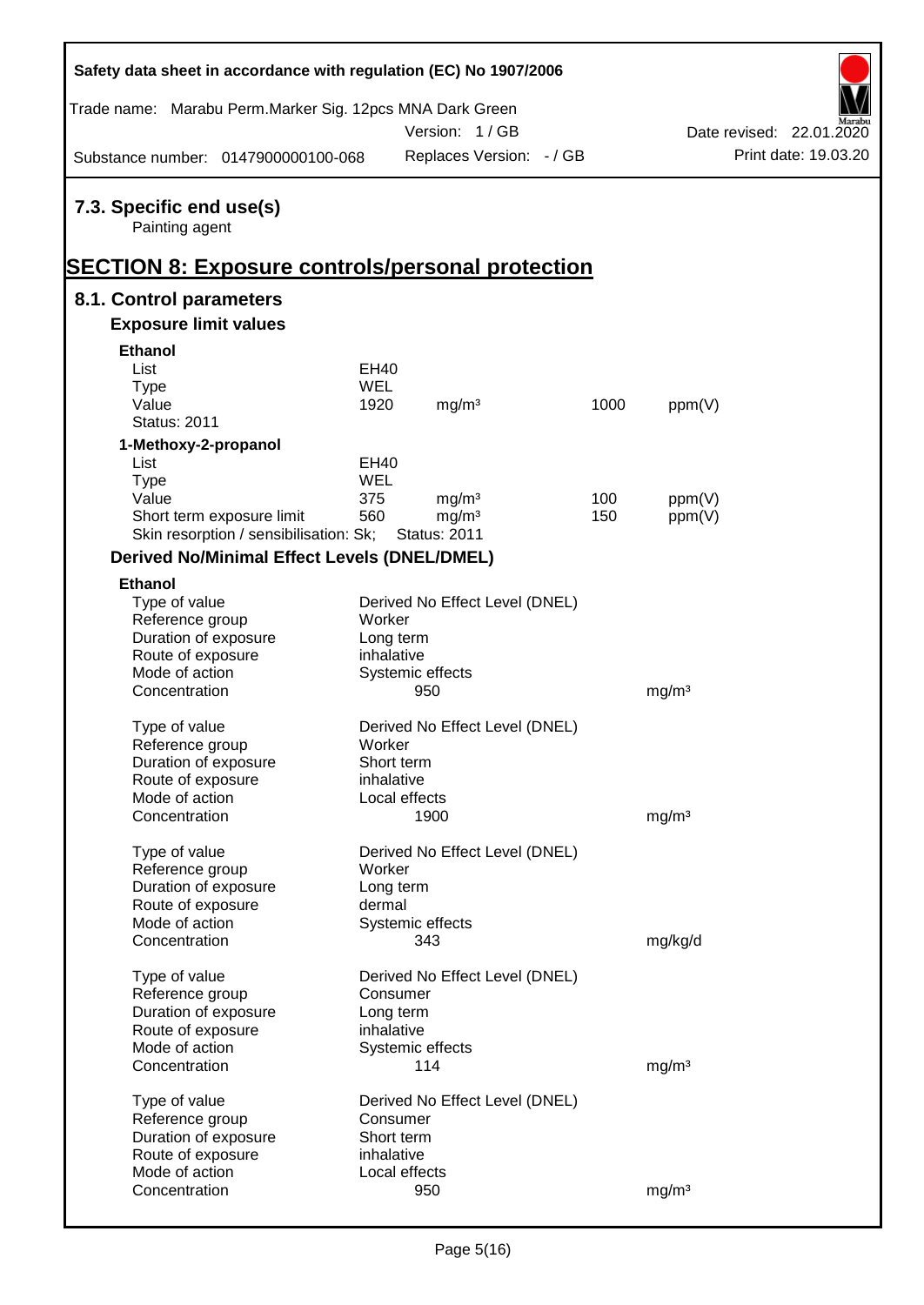## 7.3. Specific end use(s)

Painting agent

# SECTION 8: Exposure controls/personal protection

## 8.1. Control parameters

### Exposure limit values

**Ethanol**

| | | | | |
|---|---|---|---|---|
| List | EH40 | | | |
| Type | WEL | | | |
| Value | 1920 | mg/m³ | 1000 | ppm(V) |
| Status: 2011 | | | | |

**1-Methoxy-2-propanol**

| | | | | |
|---|---|---|---|---|
| List | EH40 | | | |
| Type | WEL | | | |
| Value | 375 | mg/m³ | 100 | ppm(V) |
| Short term exposure limit | 560 | mg/m³ | 150 | ppm(V) |
| Skin resorption / sensibilisation: Sk; | Status: 2011 | | | |

### Derived No/Minimal Effect Levels (DNEL/DMEL)

**Ethanol**

| | | |
|---|---|---|
| Type of value | Derived No Effect Level (DNEL) | |
| Reference group | Worker | |
| Duration of exposure | Long term | |
| Route of exposure | inhalative | |
| Mode of action | Systemic effects | |
| Concentration | 950 | mg/m³ |

| | | |
|---|---|---|
| Type of value | Derived No Effect Level (DNEL) | |
| Reference group | Worker | |
| Duration of exposure | Short term | |
| Route of exposure | inhalative | |
| Mode of action | Local effects | |
| Concentration | 1900 | mg/m³ |

| | | |
|---|---|---|
| Type of value | Derived No Effect Level (DNEL) | |
| Reference group | Worker | |
| Duration of exposure | Long term | |
| Route of exposure | dermal | |
| Mode of action | Systemic effects | |
| Concentration | 343 | mg/kg/d |

| | | |
|---|---|---|
| Type of value | Derived No Effect Level (DNEL) | |
| Reference group | Consumer | |
| Duration of exposure | Long term | |
| Route of exposure | inhalative | |
| Mode of action | Systemic effects | |
| Concentration | 114 | mg/m³ |

| | | |
|---|---|---|
| Type of value | Derived No Effect Level (DNEL) | |
| Reference group | Consumer | |
| Duration of exposure | Short term | |
| Route of exposure | inhalative | |
| Mode of action | Local effects | |
| Concentration | 950 | mg/m³ |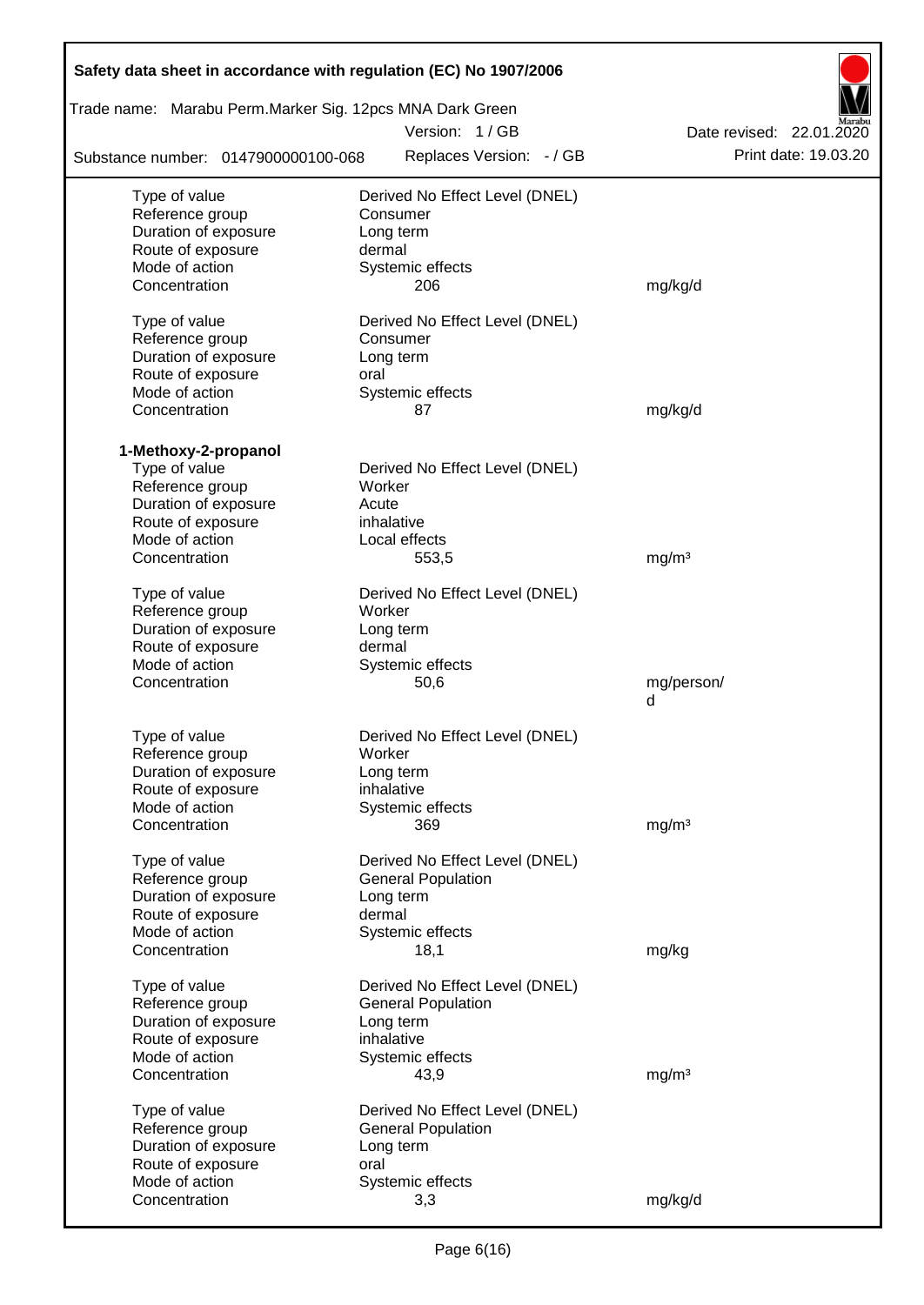| | | |
|---|---|---|
| Type of value | Derived No Effect Level (DNEL) | |
| Reference group | Consumer | |
| Duration of exposure | Long term | |
| Route of exposure | dermal | |
| Mode of action | Systemic effects | |
| Concentration | 206 | mg/kg/d |

| | | |
|---|---|---|
| Type of value | Derived No Effect Level (DNEL) | |
| Reference group | Consumer | |
| Duration of exposure | Long term | |
| Route of exposure | oral | |
| Mode of action | Systemic effects | |
| Concentration | 87 | mg/kg/d |

**1-Methoxy-2-propanol**

| | | |
|---|---|---|
| Type of value | Derived No Effect Level (DNEL) | |
| Reference group | Worker | |
| Duration of exposure | Acute | |
| Route of exposure | inhalative | |
| Mode of action | Local effects | |
| Concentration | 553,5 | mg/m³ |

| | | |
|---|---|---|
| Type of value | Derived No Effect Level (DNEL) | |
| Reference group | Worker | |
| Duration of exposure | Long term | |
| Route of exposure | dermal | |
| Mode of action | Systemic effects | |
| Concentration | 50,6 | mg/person/d |

| | | |
|---|---|---|
| Type of value | Derived No Effect Level (DNEL) | |
| Reference group | Worker | |
| Duration of exposure | Long term | |
| Route of exposure | inhalative | |
| Mode of action | Systemic effects | |
| Concentration | 369 | mg/m³ |

| | | |
|---|---|---|
| Type of value | Derived No Effect Level (DNEL) | |
| Reference group | General Population | |
| Duration of exposure | Long term | |
| Route of exposure | dermal | |
| Mode of action | Systemic effects | |
| Concentration | 18,1 | mg/kg |

| | | |
|---|---|---|
| Type of value | Derived No Effect Level (DNEL) | |
| Reference group | General Population | |
| Duration of exposure | Long term | |
| Route of exposure | inhalative | |
| Mode of action | Systemic effects | |
| Concentration | 43,9 | mg/m³ |

| | | |
|---|---|---|
| Type of value | Derived No Effect Level (DNEL) | |
| Reference group | General Population | |
| Duration of exposure | Long term | |
| Route of exposure | oral | |
| Mode of action | Systemic effects | |
| Concentration | 3,3 | mg/kg/d |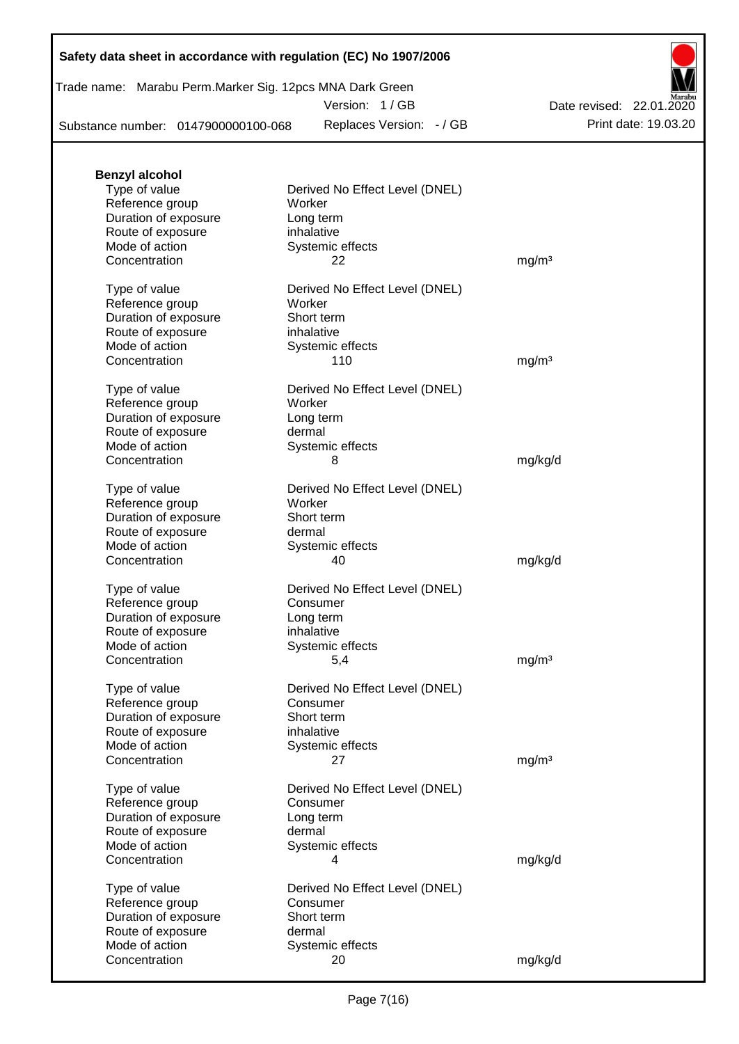**Benzyl alcohol**

| | | |
|---|---|---|
| Type of value | Derived No Effect Level (DNEL) | |
| Reference group | Worker | |
| Duration of exposure | Long term | |
| Route of exposure | inhalative | |
| Mode of action | Systemic effects | |
| Concentration | 22 | mg/m³ |

| | | |
|---|---|---|
| Type of value | Derived No Effect Level (DNEL) | |
| Reference group | Worker | |
| Duration of exposure | Short term | |
| Route of exposure | inhalative | |
| Mode of action | Systemic effects | |
| Concentration | 110 | mg/m³ |

| | | |
|---|---|---|
| Type of value | Derived No Effect Level (DNEL) | |
| Reference group | Worker | |
| Duration of exposure | Long term | |
| Route of exposure | dermal | |
| Mode of action | Systemic effects | |
| Concentration | 8 | mg/kg/d |

| | | |
|---|---|---|
| Type of value | Derived No Effect Level (DNEL) | |
| Reference group | Worker | |
| Duration of exposure | Short term | |
| Route of exposure | dermal | |
| Mode of action | Systemic effects | |
| Concentration | 40 | mg/kg/d |

| | | |
|---|---|---|
| Type of value | Derived No Effect Level (DNEL) | |
| Reference group | Consumer | |
| Duration of exposure | Long term | |
| Route of exposure | inhalative | |
| Mode of action | Systemic effects | |
| Concentration | 5,4 | mg/m³ |

| | | |
|---|---|---|
| Type of value | Derived No Effect Level (DNEL) | |
| Reference group | Consumer | |
| Duration of exposure | Short term | |
| Route of exposure | inhalative | |
| Mode of action | Systemic effects | |
| Concentration | 27 | mg/m³ |

| | | |
|---|---|---|
| Type of value | Derived No Effect Level (DNEL) | |
| Reference group | Consumer | |
| Duration of exposure | Long term | |
| Route of exposure | dermal | |
| Mode of action | Systemic effects | |
| Concentration | 4 | mg/kg/d |

| | | |
|---|---|---|
| Type of value | Derived No Effect Level (DNEL) | |
| Reference group | Consumer | |
| Duration of exposure | Short term | |
| Route of exposure | dermal | |
| Mode of action | Systemic effects | |
| Concentration | 20 | mg/kg/d |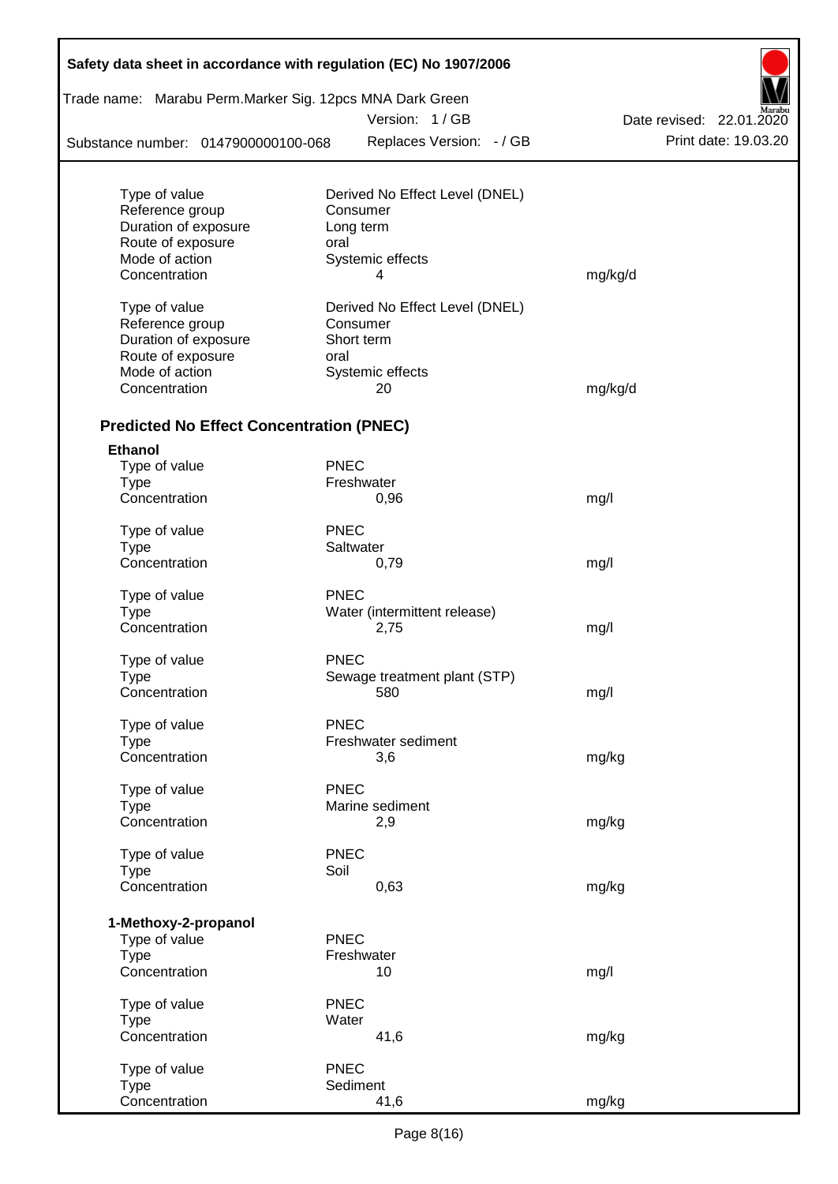| | | |
|---|---|---|
| Type of value | Derived No Effect Level (DNEL) | |
| Reference group | Consumer | |
| Duration of exposure | Long term | |
| Route of exposure | oral | |
| Mode of action | Systemic effects | |
| Concentration | 4 | mg/kg/d |

| | | |
|---|---|---|
| Type of value | Derived No Effect Level (DNEL) | |
| Reference group | Consumer | |
| Duration of exposure | Short term | |
| Route of exposure | oral | |
| Mode of action | Systemic effects | |
| Concentration | 20 | mg/kg/d |

## Predicted No Effect Concentration (PNEC)

**Ethanol**

| | | |
|---|---|---|
| Type of value | PNEC | |
| Type | Freshwater | |
| Concentration | 0,96 | mg/l |

| | | |
|---|---|---|
| Type of value | PNEC | |
| Type | Saltwater | |
| Concentration | 0,79 | mg/l |

| | | |
|---|---|---|
| Type of value | PNEC | |
| Type | Water (intermittent release) | |
| Concentration | 2,75 | mg/l |

| | | |
|---|---|---|
| Type of value | PNEC | |
| Type | Sewage treatment plant (STP) | |
| Concentration | 580 | mg/l |

| | | |
|---|---|---|
| Type of value | PNEC | |
| Type | Freshwater sediment | |
| Concentration | 3,6 | mg/kg |

| | | |
|---|---|---|
| Type of value | PNEC | |
| Type | Marine sediment | |
| Concentration | 2,9 | mg/kg |

| | | |
|---|---|---|
| Type of value | PNEC | |
| Type | Soil | |
| Concentration | 0,63 | mg/kg |

**1-Methoxy-2-propanol**

| | | |
|---|---|---|
| Type of value | PNEC | |
| Type | Freshwater | |
| Concentration | 10 | mg/l |

| | | |
|---|---|---|
| Type of value | PNEC | |
| Type | Water | |
| Concentration | 41,6 | mg/kg |

| | | |
|---|---|---|
| Type of value | PNEC | |
| Type | Sediment | |
| Concentration | 41,6 | mg/kg |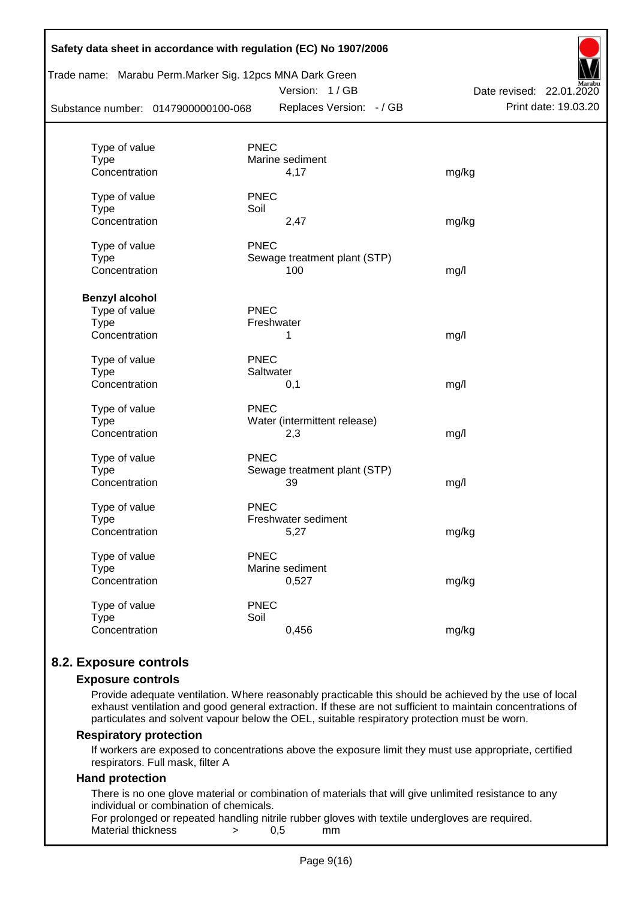| | | |
|---|---|---|
| Type of value | PNEC | |
| Type | Marine sediment | |
| Concentration | 4,17 | mg/kg |
| | | |
| Type of value | PNEC | |
| Type | Soil | |
| Concentration | 2,47 | mg/kg |
| | | |
| Type of value | PNEC | |
| Type | Sewage treatment plant (STP) | |
| Concentration | 100 | mg/l |

**Benzyl alcohol**

| | | |
|---|---|---|
| Type of value | PNEC | |
| Type | Freshwater | |
| Concentration | 1 | mg/l |
| | | |
| Type of value | PNEC | |
| Type | Saltwater | |
| Concentration | 0,1 | mg/l |
| | | |
| Type of value | PNEC | |
| Type | Water (intermittent release) | |
| Concentration | 2,3 | mg/l |
| | | |
| Type of value | PNEC | |
| Type | Sewage treatment plant (STP) | |
| Concentration | 39 | mg/l |
| | | |
| Type of value | PNEC | |
| Type | Freshwater sediment | |
| Concentration | 5,27 | mg/kg |
| | | |
| Type of value | PNEC | |
| Type | Marine sediment | |
| Concentration | 0,527 | mg/kg |
| | | |
| Type of value | PNEC | |
| Type | Soil | |
| Concentration | 0,456 | mg/kg |

## 8.2. Exposure controls

### Exposure controls

Provide adequate ventilation. Where reasonably practicable this should be achieved by the use of local exhaust ventilation and good general extraction. If these are not sufficient to maintain concentrations of particulates and solvent vapour below the OEL, suitable respiratory protection must be worn.

### Respiratory protection

If workers are exposed to concentrations above the exposure limit they must use appropriate, certified respirators. Full mask, filter A

### Hand protection

There is no one glove material or combination of materials that will give unlimited resistance to any individual or combination of chemicals.

For prolonged or repeated handling nitrile rubber gloves with textile undergloves are required.

Material thickness > 0,5 mm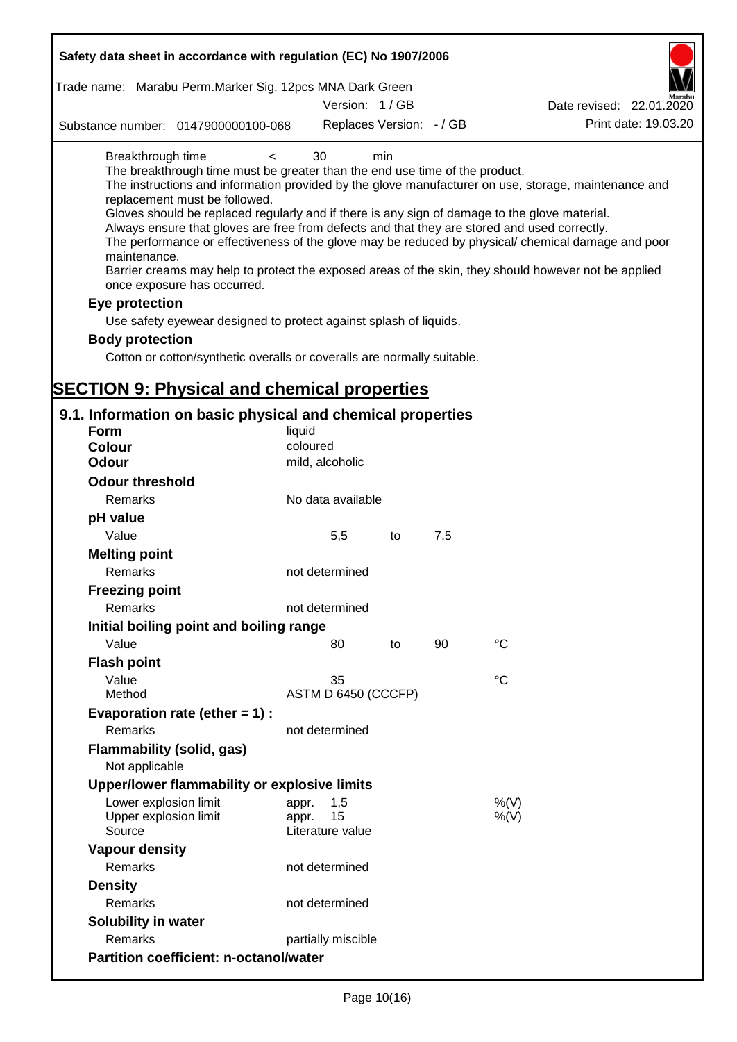Breakthrough time < 30 min

The breakthrough time must be greater than the end use time of the product.
The instructions and information provided by the glove manufacturer on use, storage, maintenance and replacement must be followed.
Gloves should be replaced regularly and if there is any sign of damage to the glove material.
Always ensure that gloves are free from defects and that they are stored and used correctly.
The performance or effectiveness of the glove may be reduced by physical/ chemical damage and poor maintenance.
Barrier creams may help to protect the exposed areas of the skin, they should however not be applied once exposure has occurred.

**Eye protection**

Use safety eyewear designed to protect against splash of liquids.

**Body protection**

Cotton or cotton/synthetic overalls or coveralls are normally suitable.

# SECTION 9: Physical and chemical properties

## 9.1. Information on basic physical and chemical properties

| | | | | |
|---|---|---|---|---|
| **Form** | liquid | | | |
| **Colour** | coloured | | | |
| **Odour** | mild, alcoholic | | | |
| **Odour threshold** | | | | |
| Remarks | No data available | | | |
| **pH value** | | | | |
| Value | 5,5 | to | 7,5 | |
| **Melting point** | | | | |
| Remarks | not determined | | | |
| **Freezing point** | | | | |
| Remarks | not determined | | | |
| **Initial boiling point and boiling range** | | | | |
| Value | 80 | to | 90 | °C |
| **Flash point** | | | | |
| Value | 35 | | | °C |
| Method | ASTM D 6450 (CCCFP) | | | |
| **Evaporation rate (ether = 1) :** | | | | |
| Remarks | not determined | | | |
| **Flammability (solid, gas)** | | | | |
| Not applicable | | | | |
| **Upper/lower flammability or explosive limits** | | | | |
| Lower explosion limit | appr. 1,5 | | | %(V) |
| Upper explosion limit | appr. 15 | | | %(V) |
| Source | Literature value | | | |
| **Vapour density** | | | | |
| Remarks | not determined | | | |
| **Density** | | | | |
| Remarks | not determined | | | |
| **Solubility in water** | | | | |
| Remarks | partially miscible | | | |
| **Partition coefficient: n-octanol/water** | | | | |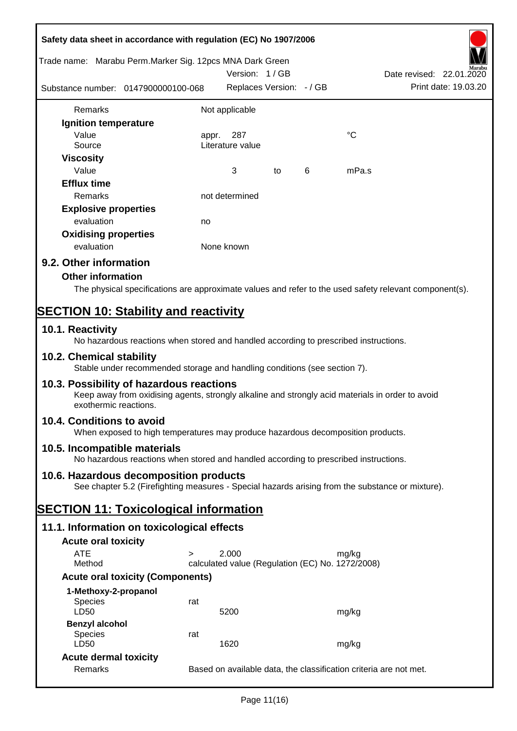| | | | | |
|---|---|---|---|---|
| Remarks | Not applicable | | | |
| **Ignition temperature** | | | | |
| Value | appr. 287 | | | °C |
| Source | Literature value | | | |
| **Viscosity** | | | | |
| Value | 3 | to | 6 | mPa.s |
| **Efflux time** | | | | |
| Remarks | not determined | | | |
| **Explosive properties** | | | | |
| evaluation | no | | | |
| **Oxidising properties** | | | | |
| evaluation | None known | | | |

### 9.2. Other information

**Other information**

The physical specifications are approximate values and refer to the used safety relevant component(s).

## SECTION 10: Stability and reactivity

### 10.1. Reactivity

No hazardous reactions when stored and handled according to prescribed instructions.

### 10.2. Chemical stability

Stable under recommended storage and handling conditions (see section 7).

### 10.3. Possibility of hazardous reactions

Keep away from oxidising agents, strongly alkaline and strongly acid materials in order to avoid exothermic reactions.

### 10.4. Conditions to avoid

When exposed to high temperatures may produce hazardous decomposition products.

### 10.5. Incompatible materials

No hazardous reactions when stored and handled according to prescribed instructions.

### 10.6. Hazardous decomposition products

See chapter 5.2 (Firefighting measures - Special hazards arising from the substance or mixture).

## SECTION 11: Toxicological information

### 11.1. Information on toxicological effects

**Acute oral toxicity**

| | | | |
|---|---|---|---|
| ATE | > | 2.000 | mg/kg |
| Method | calculated value (Regulation (EC) No. 1272/2008) | | |

**Acute oral toxicity (Components)**

| | | | |
|---|---|---|---|
| **1-Methoxy-2-propanol** | | | |
| Species | rat | | |
| LD50 | | 5200 | mg/kg |
| **Benzyl alcohol** | | | |
| Species | rat | | |
| LD50 | | 1620 | mg/kg |

**Acute dermal toxicity**

| | |
|---|---|
| Remarks | Based on available data, the classification criteria are not met. |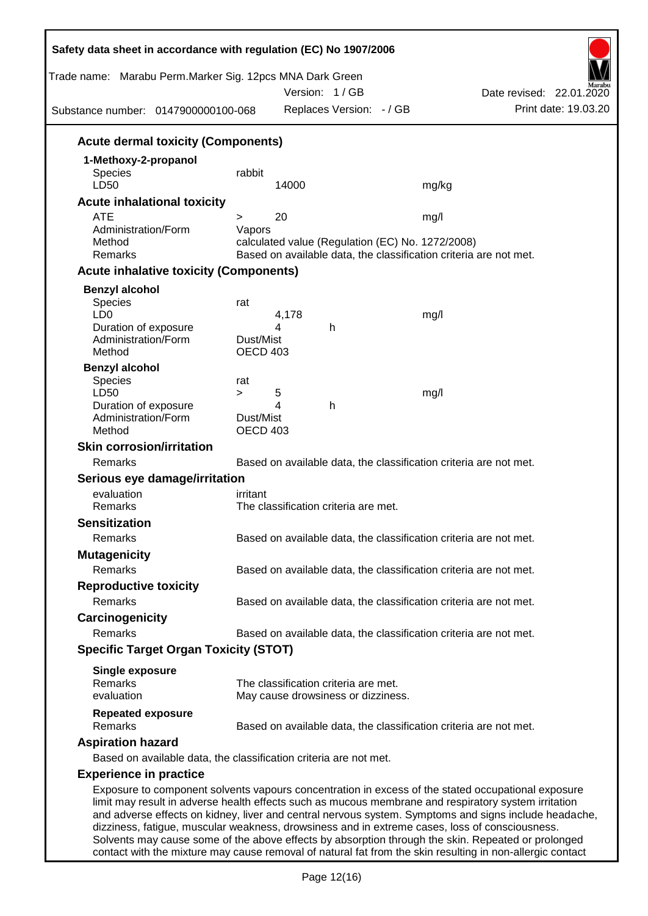### Acute dermal toxicity (Components)

**1-Methoxy-2-propanol**

| | | | |
|---|---|---|---|
| Species | rabbit | | |
| LD50 | 14000 | | mg/kg |

### Acute inhalational toxicity

| | | | |
|---|---|---|---|
| ATE | > 20 | | mg/l |
| Administration/Form | Vapors | | |
| Method | calculated value (Regulation (EC) No. 1272/2008) | | |
| Remarks | Based on available data, the classification criteria are not met. | | |

### Acute inhalative toxicity (Components)

**Benzyl alcohol**

| | | | |
|---|---|---|---|
| Species | rat | | |
| LD0 | 4,178 | | mg/l |
| Duration of exposure | 4 | h | |
| Administration/Form | Dust/Mist | | |
| Method | OECD 403 | | |

**Benzyl alcohol**

| | | | |
|---|---|---|---|
| Species | rat | | |
| LD50 | > 5 | | mg/l |
| Duration of exposure | 4 | h | |
| Administration/Form | Dust/Mist | | |
| Method | OECD 403 | | |

### Skin corrosion/irritation

Remarks: Based on available data, the classification criteria are not met.

### Serious eye damage/irritation

evaluation: irritant
Remarks: The classification criteria are met.

### Sensitization

Remarks: Based on available data, the classification criteria are not met.

### Mutagenicity

Remarks: Based on available data, the classification criteria are not met.

### Reproductive toxicity

Remarks: Based on available data, the classification criteria are not met.

### Carcinogenicity

Remarks: Based on available data, the classification criteria are not met.

### Specific Target Organ Toxicity (STOT)

**Single exposure**
Remarks: The classification criteria are met.
evaluation: May cause drowsiness or dizziness.

**Repeated exposure**
Remarks: Based on available data, the classification criteria are not met.

### Aspiration hazard

Based on available data, the classification criteria are not met.

### Experience in practice

Exposure to component solvents vapours concentration in excess of the stated occupational exposure limit may result in adverse health effects such as mucous membrane and respiratory system irritation and adverse effects on kidney, liver and central nervous system. Symptoms and signs include headache, dizziness, fatigue, muscular weakness, drowsiness and in extreme cases, loss of consciousness. Solvents may cause some of the above effects by absorption through the skin. Repeated or prolonged contact with the mixture may cause removal of natural fat from the skin resulting in non-allergic contact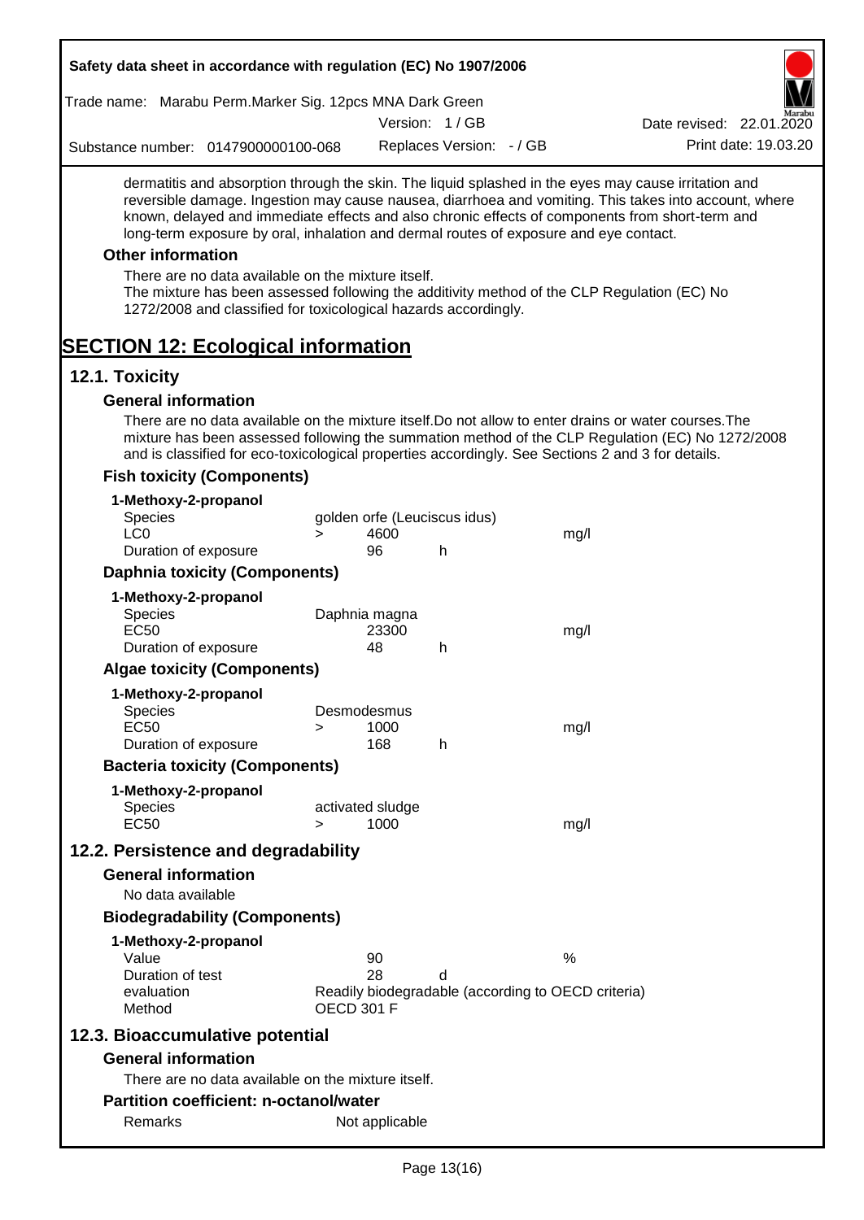dermatitis and absorption through the skin. The liquid splashed in the eyes may cause irritation and reversible damage. Ingestion may cause nausea, diarrhoea and vomiting. This takes into account, where known, delayed and immediate effects and also chronic effects of components from short-term and long-term exposure by oral, inhalation and dermal routes of exposure and eye contact.

### Other information

There are no data available on the mixture itself.
The mixture has been assessed following the additivity method of the CLP Regulation (EC) No 1272/2008 and classified for toxicological hazards accordingly.

# SECTION 12: Ecological information

## 12.1. Toxicity

### General information

There are no data available on the mixture itself.Do not allow to enter drains or water courses.The mixture has been assessed following the summation method of the CLP Regulation (EC) No 1272/2008 and is classified for eco-toxicological properties accordingly. See Sections 2 and 3 for details.

### Fish toxicity (Components)

**1-Methoxy-2-propanol**

| | | | | |
|---|---|---|---|---|
| Species | golden orfe (Leuciscus idus) | | | |
| LC0 | > | 4600 | | mg/l |
| Duration of exposure | | 96 | h | |

### Daphnia toxicity (Components)

**1-Methoxy-2-propanol**

| | | | | |
|---|---|---|---|---|
| Species | Daphnia magna | | | |
| EC50 | | 23300 | | mg/l |
| Duration of exposure | | 48 | h | |

### Algae toxicity (Components)

**1-Methoxy-2-propanol**

| | | | | |
|---|---|---|---|---|
| Species | Desmodesmus | | | |
| EC50 | > | 1000 | | mg/l |
| Duration of exposure | | 168 | h | |

### Bacteria toxicity (Components)

**1-Methoxy-2-propanol**

| | | | | |
|---|---|---|---|---|
| Species | activated sludge | | | |
| EC50 | > | 1000 | | mg/l |

## 12.2. Persistence and degradability

### General information

No data available

### Biodegradability (Components)

**1-Methoxy-2-propanol**

| | | | |
|---|---|---|---|
| Value | 90 | | % |
| Duration of test | 28 | d | |
| evaluation | Readily biodegradable (according to OECD criteria) | | |
| Method | OECD 301 F | | |

## 12.3. Bioaccumulative potential

### General information

There are no data available on the mixture itself.

### Partition coefficient: n-octanol/water

| | |
|---|---|
| Remarks | Not applicable |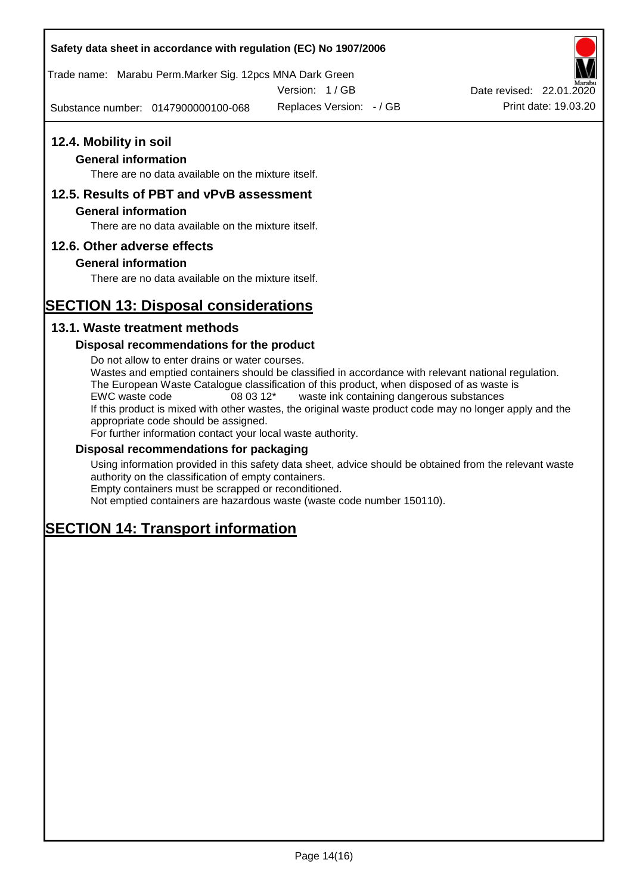## 12.4. Mobility in soil

### General information

There are no data available on the mixture itself.

## 12.5. Results of PBT and vPvB assessment

### General information

There are no data available on the mixture itself.

## 12.6. Other adverse effects

### General information

There are no data available on the mixture itself.

# SECTION 13: Disposal considerations

## 13.1. Waste treatment methods

### Disposal recommendations for the product

Do not allow to enter drains or water courses.
Wastes and emptied containers should be classified in accordance with relevant national regulation.
The European Waste Catalogue classification of this product, when disposed of as waste is
EWC waste code 08 03 12* waste ink containing dangerous substances
If this product is mixed with other wastes, the original waste product code may no longer apply and the appropriate code should be assigned.
For further information contact your local waste authority.

### Disposal recommendations for packaging

Using information provided in this safety data sheet, advice should be obtained from the relevant waste authority on the classification of empty containers.
Empty containers must be scrapped or reconditioned.
Not emptied containers are hazardous waste (waste code number 150110).

# SECTION 14: Transport information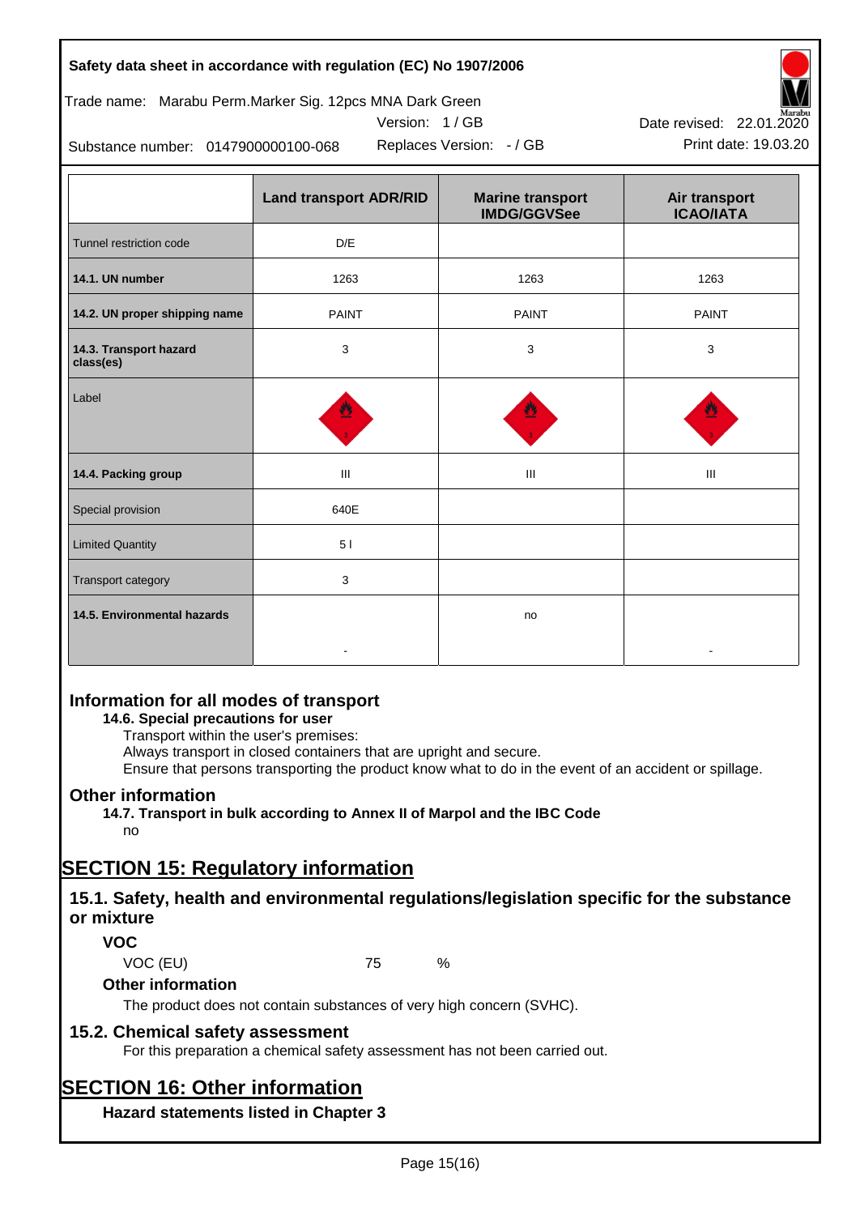| | Land transport ADR/RID | Marine transport IMDG/GGVSee | Air transport ICAO/IATA |
|---|---|---|---|
| Tunnel restriction code | D/E | | |
| **14.1. UN number** | 1263 | 1263 | 1263 |
| **14.2. UN proper shipping name** | PAINT | PAINT | PAINT |
| **14.3. Transport hazard class(es)** | 3 | 3 | 3 |
| Label | | | |
| **14.4. Packing group** | III | III | III |
| Special provision | 640E | | |
| Limited Quantity | 5 l | | |
| Transport category | 3 | | |
| **14.5. Environmental hazards** | - | no | - |

## Information for all modes of transport

**14.6. Special precautions for user**

Transport within the user's premises:
Always transport in closed containers that are upright and secure.
Ensure that persons transporting the product know what to do in the event of an accident or spillage.

## Other information

**14.7. Transport in bulk according to Annex II of Marpol and the IBC Code**

no

# SECTION 15: Regulatory information

## 15.1. Safety, health and environmental regulations/legislation specific for the substance or mixture

### VOC

VOC (EU) 75 %

### Other information

The product does not contain substances of very high concern (SVHC).

## 15.2. Chemical safety assessment

For this preparation a chemical safety assessment has not been carried out.

# SECTION 16: Other information

### Hazard statements listed in Chapter 3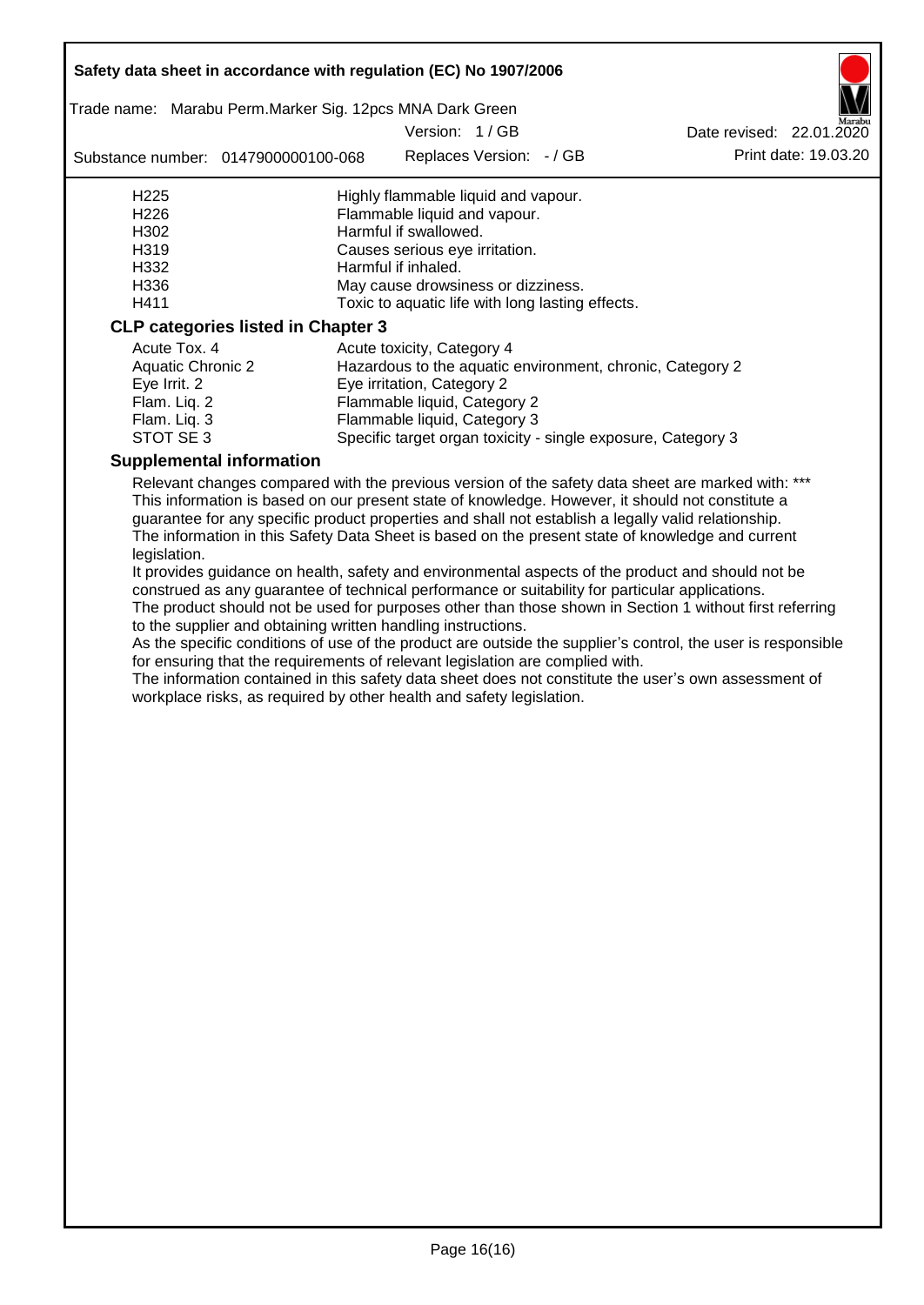| | |
|---|---|
| H225 | Highly flammable liquid and vapour. |
| H226 | Flammable liquid and vapour. |
| H302 | Harmful if swallowed. |
| H319 | Causes serious eye irritation. |
| H332 | Harmful if inhaled. |
| H336 | May cause drowsiness or dizziness. |
| H411 | Toxic to aquatic life with long lasting effects. |

### CLP categories listed in Chapter 3

| | |
|---|---|
| Acute Tox. 4 | Acute toxicity, Category 4 |
| Aquatic Chronic 2 | Hazardous to the aquatic environment, chronic, Category 2 |
| Eye Irrit. 2 | Eye irritation, Category 2 |
| Flam. Liq. 2 | Flammable liquid, Category 2 |
| Flam. Liq. 3 | Flammable liquid, Category 3 |
| STOT SE 3 | Specific target organ toxicity - single exposure, Category 3 |

### Supplemental information

Relevant changes compared with the previous version of the safety data sheet are marked with: ***
This information is based on our present state of knowledge. However, it should not constitute a guarantee for any specific product properties and shall not establish a legally valid relationship.
The information in this Safety Data Sheet is based on the present state of knowledge and current legislation.
It provides guidance on health, safety and environmental aspects of the product and should not be construed as any guarantee of technical performance or suitability for particular applications.
The product should not be used for purposes other than those shown in Section 1 without first referring to the supplier and obtaining written handling instructions.
As the specific conditions of use of the product are outside the supplier's control, the user is responsible for ensuring that the requirements of relevant legislation are complied with.
The information contained in this safety data sheet does not constitute the user's own assessment of workplace risks, as required by other health and safety legislation.